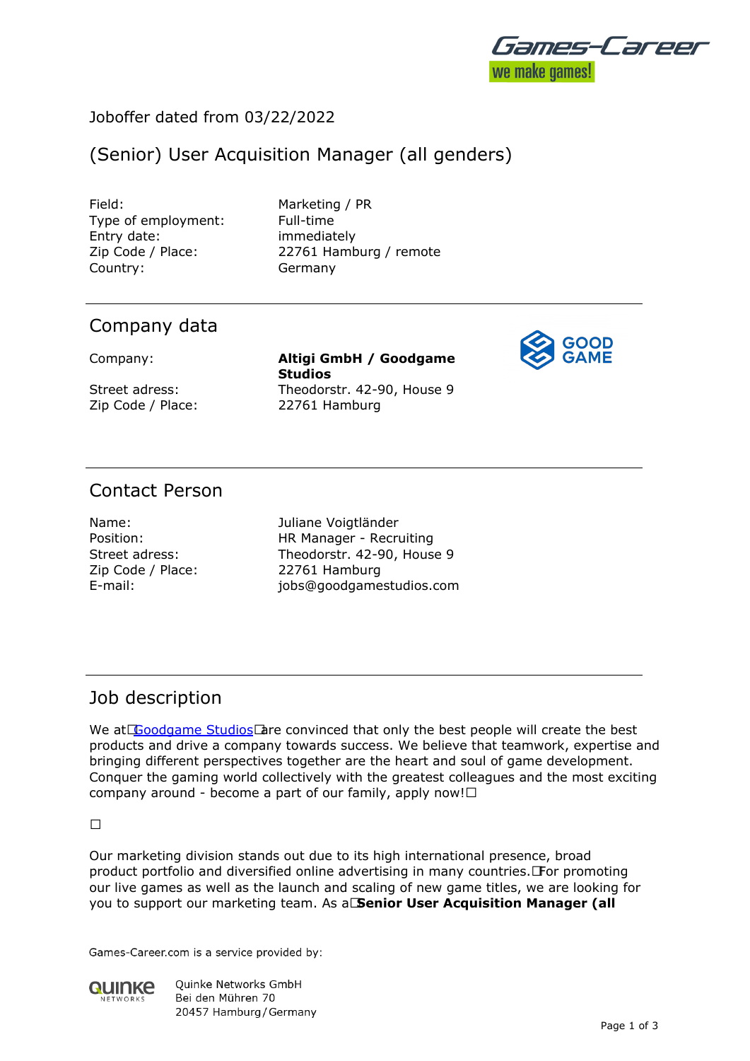Joboffer dated from 03/22/2022

# (Senior) User Acquisition Manager (all genders)

| | |
|---|---|
| Field: | Marketing / PR |
| Type of employment: | Full-time |
| Entry date: | immediately |
| Zip Code / Place: | 22761 Hamburg / remote |
| Country: | Germany |

## Company data

| | |
|---|---|
| Company: | **Altigi GmbH / Goodgame Studios** |
| Street adress: | Theodorstr. 42-90, House 9 |
| Zip Code / Place: | 22761 Hamburg |

## Contact Person

| | |
|---|---|
| Name: | Juliane Voigtländer |
| Position: | HR Manager - Recruiting |
| Street adress: | Theodorstr. 42-90, House 9 |
| Zip Code / Place: | 22761 Hamburg |
| E-mail: | jobs@goodgamestudios.com |

## Job description

We at Goodgame Studios are convinced that only the best people will create the best products and drive a company towards success. We believe that teamwork, expertise and bringing different perspectives together are the heart and soul of game development. Conquer the gaming world collectively with the greatest colleagues and the most exciting company around - become a part of our family, apply now!

Our marketing division stands out due to its high international presence, broad product portfolio and diversified online advertising in many countries. For promoting our live games as well as the launch and scaling of new game titles, we are looking for you to support our marketing team. As a **Senior User Acquisition Manager (all**

Games-Career.com is a service provided by:

Quinke Networks GmbH
Bei den Mühren 70
20457 Hamburg / Germany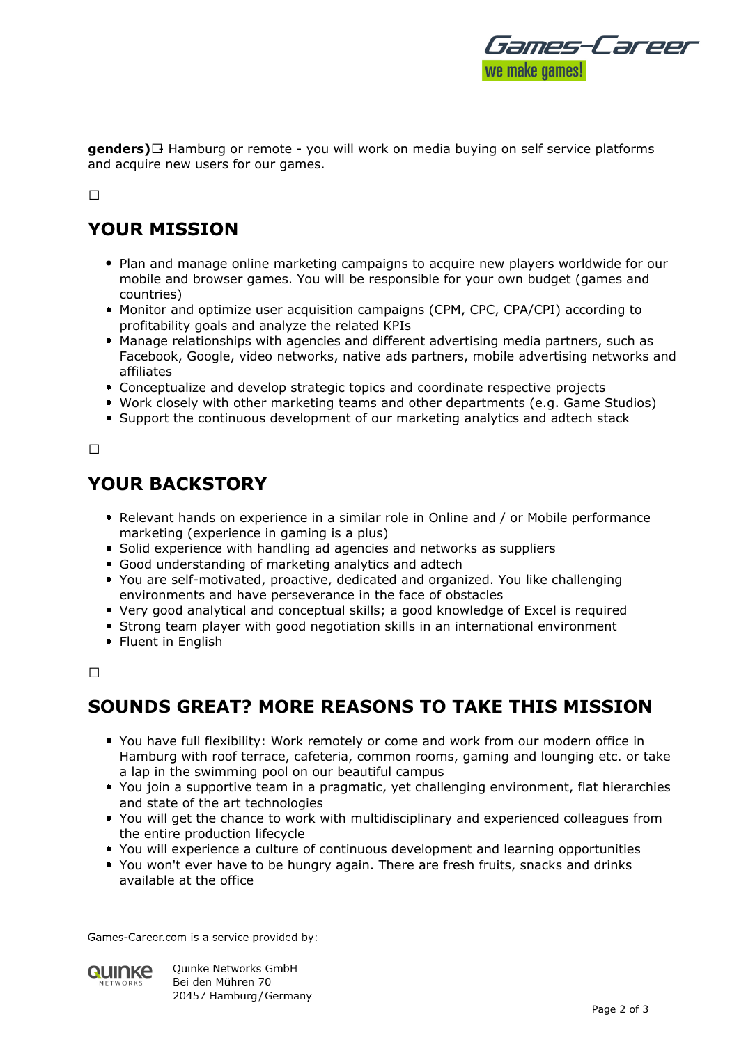**genders)** Hamburg or remote - you will work on media buying on self service platforms and acquire new users for our games.

## YOUR MISSION

- Plan and manage online marketing campaigns to acquire new players worldwide for our mobile and browser games. You will be responsible for your own budget (games and countries)
- Monitor and optimize user acquisition campaigns (CPM, CPC, CPA/CPI) according to profitability goals and analyze the related KPIs
- Manage relationships with agencies and different advertising media partners, such as Facebook, Google, video networks, native ads partners, mobile advertising networks and affiliates
- Conceptualize and develop strategic topics and coordinate respective projects
- Work closely with other marketing teams and other departments (e.g. Game Studios)
- Support the continuous development of our marketing analytics and adtech stack

## YOUR BACKSTORY

- Relevant hands on experience in a similar role in Online and / or Mobile performance marketing (experience in gaming is a plus)
- Solid experience with handling ad agencies and networks as suppliers
- Good understanding of marketing analytics and adtech
- You are self-motivated, proactive, dedicated and organized. You like challenging environments and have perseverance in the face of obstacles
- Very good analytical and conceptual skills; a good knowledge of Excel is required
- Strong team player with good negotiation skills in an international environment
- Fluent in English

## SOUNDS GREAT? MORE REASONS TO TAKE THIS MISSION

- You have full flexibility: Work remotely or come and work from our modern office in Hamburg with roof terrace, cafeteria, common rooms, gaming and lounging etc. or take a lap in the swimming pool on our beautiful campus
- You join a supportive team in a pragmatic, yet challenging environment, flat hierarchies and state of the art technologies
- You will get the chance to work with multidisciplinary and experienced colleagues from the entire production lifecycle
- You will experience a culture of continuous development and learning opportunities
- You won't ever have to be hungry again. There are fresh fruits, snacks and drinks available at the office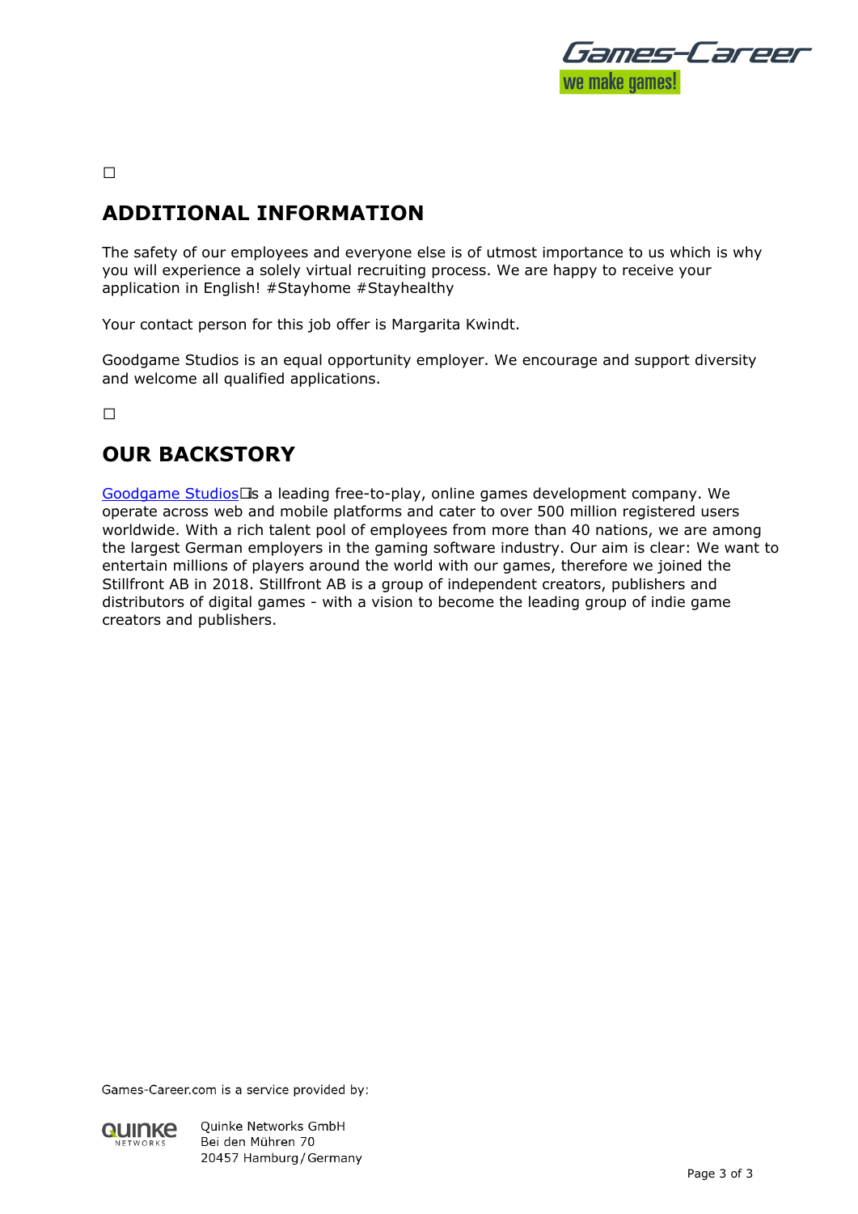## ADDITIONAL INFORMATION

The safety of our employees and everyone else is of utmost importance to us which is why you will experience a solely virtual recruiting process. We are happy to receive your application in English! #Stayhome #Stayhealthy

Your contact person for this job offer is Margarita Kwindt.

Goodgame Studios is an equal opportunity employer. We encourage and support diversity and welcome all qualified applications.

## OUR BACKSTORY

Goodgame Studios is a leading free-to-play, online games development company. We operate across web and mobile platforms and cater to over 500 million registered users worldwide. With a rich talent pool of employees from more than 40 nations, we are among the largest German employers in the gaming software industry. Our aim is clear: We want to entertain millions of players around the world with our games, therefore we joined the Stillfront AB in 2018. Stillfront AB is a group of independent creators, publishers and distributors of digital games - with a vision to become the leading group of indie game creators and publishers.

Games-Career.com is a service provided by:

Quinke Networks GmbH
Bei den Mühren 70
20457 Hamburg / Germany